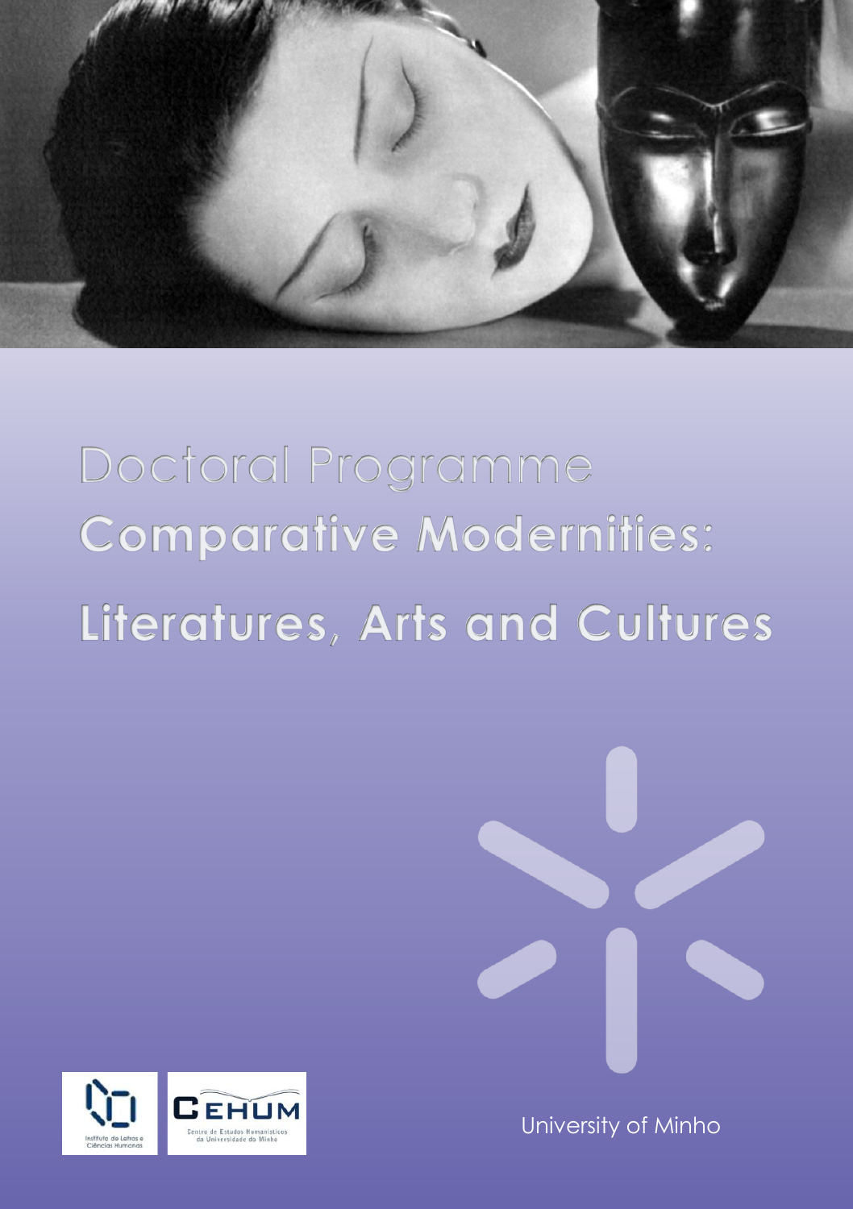Doctoral Programme

# Comparative Modernities:

# Literatures, Arts and Cultures

Instituto de Letras e Ciências Humanas

CEHUM
Centro de Estudos Humanísticos da Universidade do Minho

University of Minho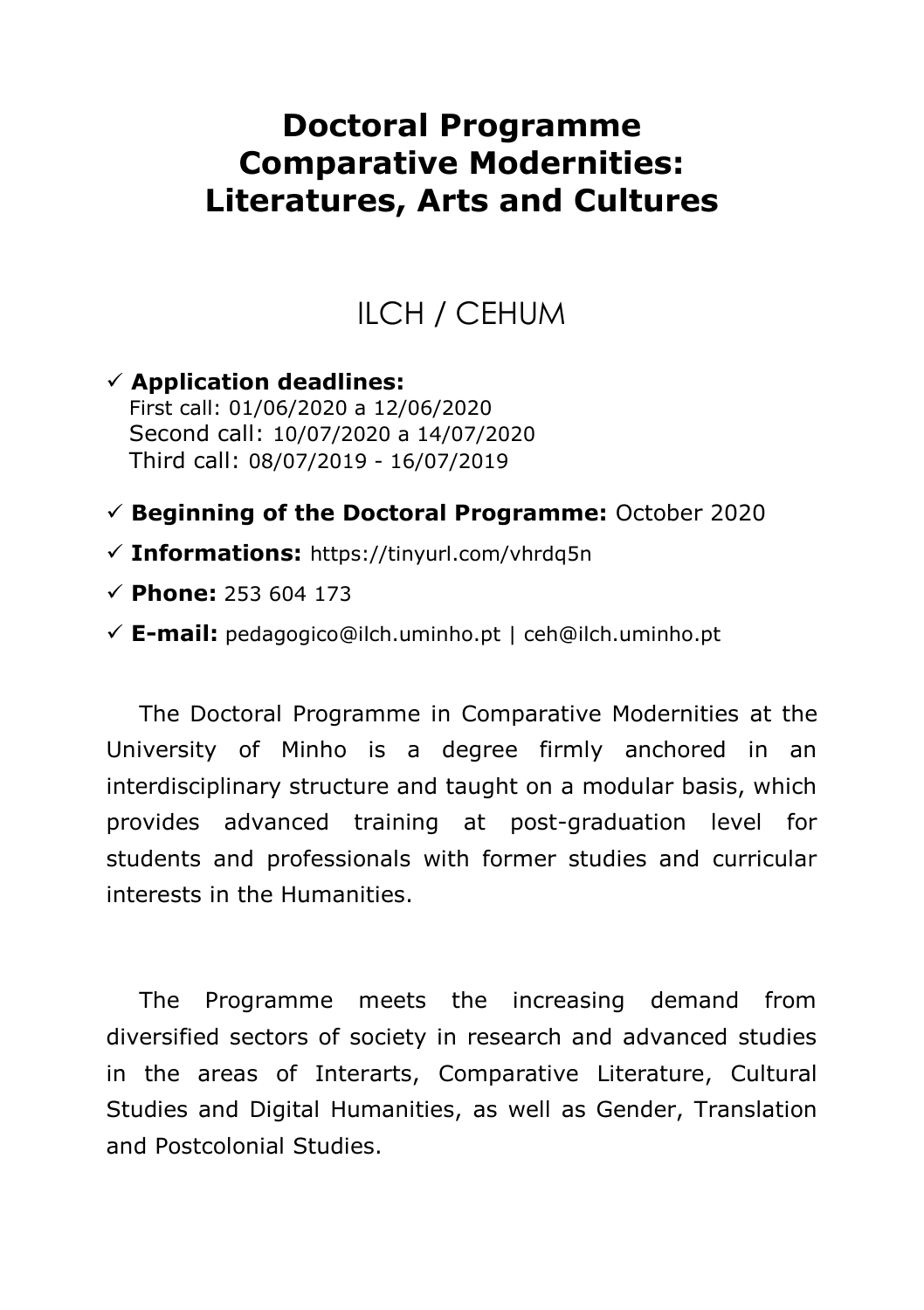# Doctoral Programme Comparative Modernities: Literatures, Arts and Cultures

## ILCH / CEHUM

- ✓ **Application deadlines:**
  First call: 01/06/2020 a 12/06/2020
  Second call: 10/07/2020 a 14/07/2020
  Third call: 08/07/2019 - 16/07/2019
- ✓ **Beginning of the Doctoral Programme:** October 2020
- ✓ **Informations:** https://tinyurl.com/vhrdq5n
- ✓ **Phone:** 253 604 173
- ✓ **E-mail:** pedagogico@ilch.uminho.pt | ceh@ilch.uminho.pt

The Doctoral Programme in Comparative Modernities at the University of Minho is a degree firmly anchored in an interdisciplinary structure and taught on a modular basis, which provides advanced training at post-graduation level for students and professionals with former studies and curricular interests in the Humanities.

The Programme meets the increasing demand from diversified sectors of society in research and advanced studies in the areas of Interarts, Comparative Literature, Cultural Studies and Digital Humanities, as well as Gender, Translation and Postcolonial Studies.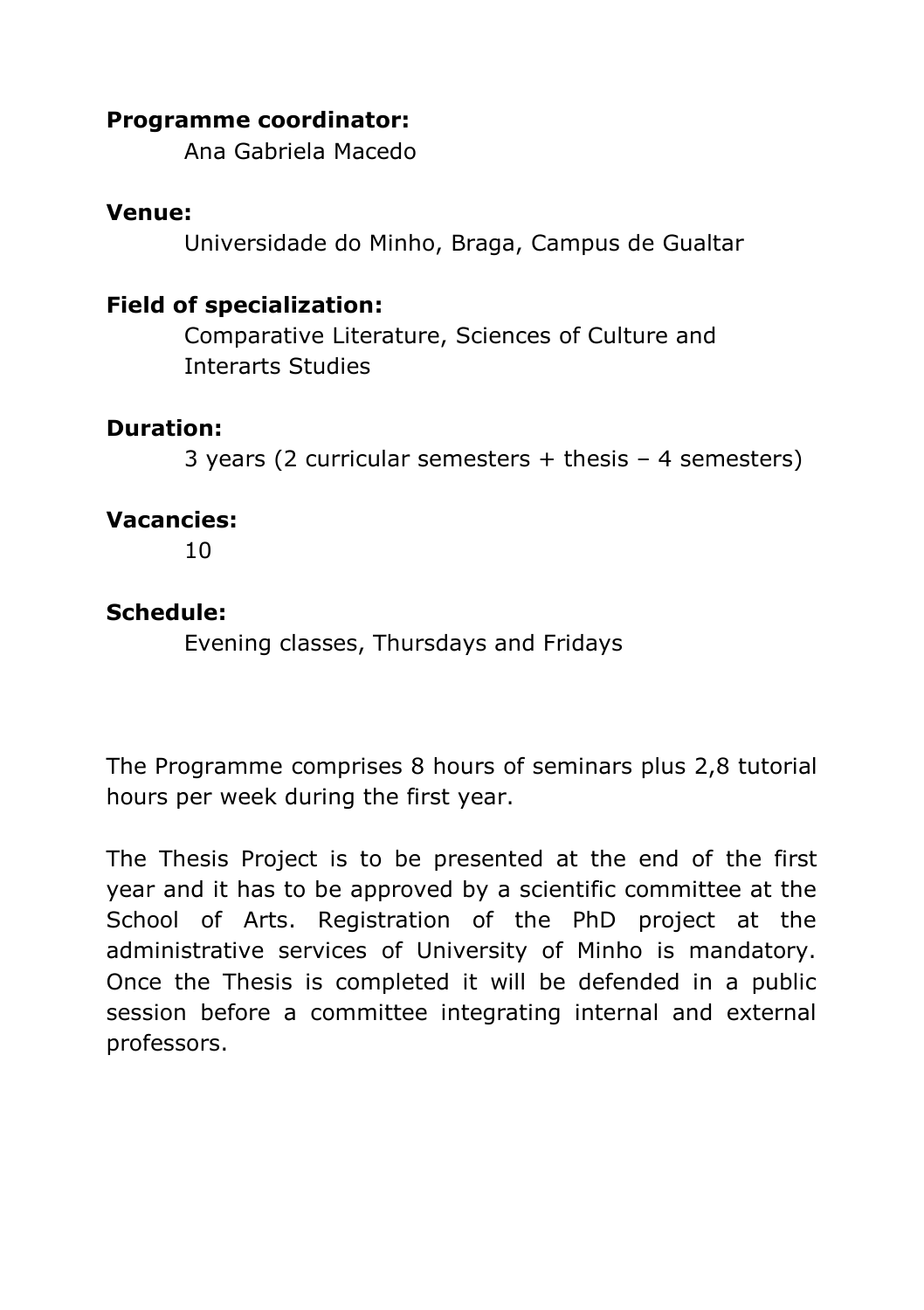**Programme coordinator:**

Ana Gabriela Macedo

**Venue:**

Universidade do Minho, Braga, Campus de Gualtar

**Field of specialization:**

Comparative Literature, Sciences of Culture and Interarts Studies

**Duration:**

3 years (2 curricular semesters + thesis – 4 semesters)

**Vacancies:**

10

**Schedule:**

Evening classes, Thursdays and Fridays

The Programme comprises 8 hours of seminars plus 2,8 tutorial hours per week during the first year.

The Thesis Project is to be presented at the end of the first year and it has to be approved by a scientific committee at the School of Arts. Registration of the PhD project at the administrative services of University of Minho is mandatory. Once the Thesis is completed it will be defended in a public session before a committee integrating internal and external professors.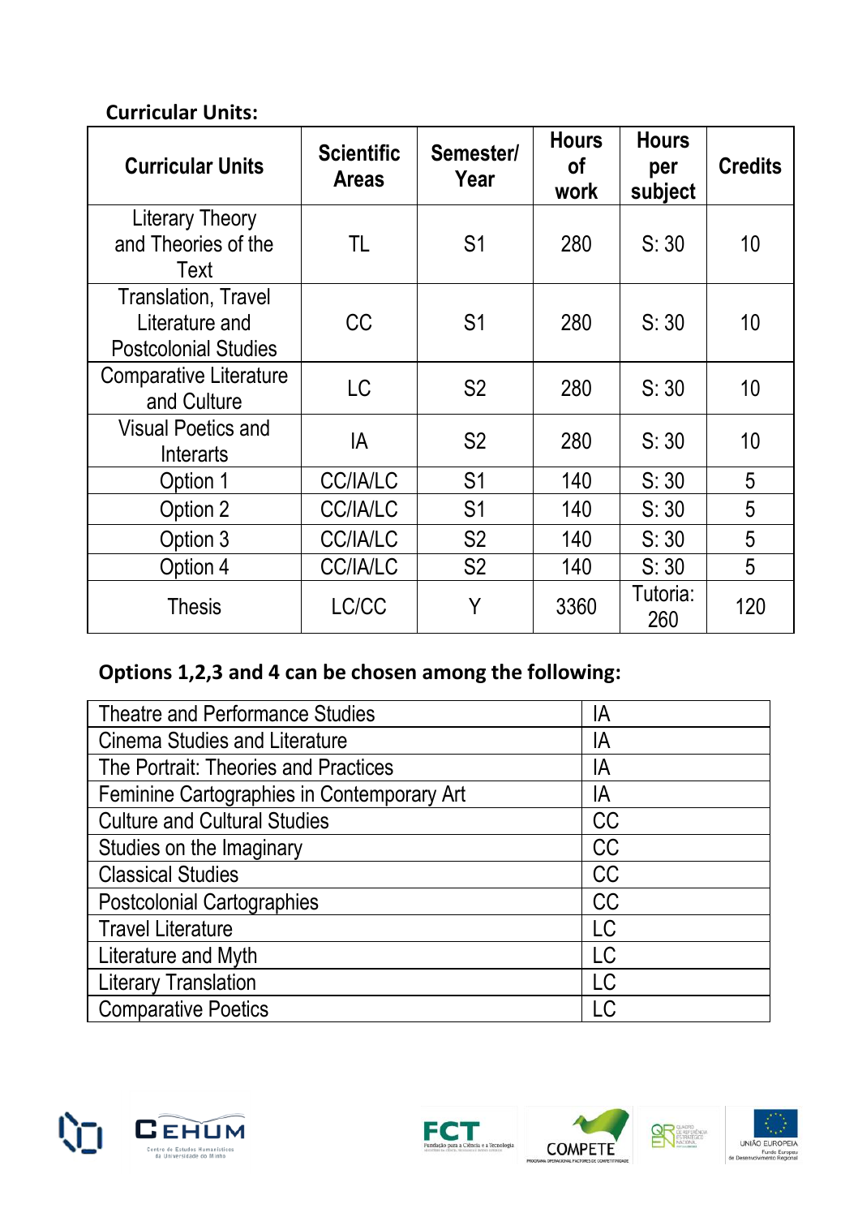**Curricular Units:**

| Curricular Units | Scientific Areas | Semester/ Year | Hours of work | Hours per subject | Credits |
|---|---|---|---|---|---|
| Literary Theory and Theories of the Text | TL | S1 | 280 | S: 30 | 10 |
| Translation, Travel Literature and Postcolonial Studies | CC | S1 | 280 | S: 30 | 10 |
| Comparative Literature and Culture | LC | S2 | 280 | S: 30 | 10 |
| Visual Poetics and Interarts | IA | S2 | 280 | S: 30 | 10 |
| Option 1 | CC/IA/LC | S1 | 140 | S: 30 | 5 |
| Option 2 | CC/IA/LC | S1 | 140 | S: 30 | 5 |
| Option 3 | CC/IA/LC | S2 | 140 | S: 30 | 5 |
| Option 4 | CC/IA/LC | S2 | 140 | S: 30 | 5 |
| Thesis | LC/CC | Y | 3360 | Tutoria: 260 | 120 |

**Options 1,2,3 and 4 can be chosen among the following:**

| | |
|---|---|
| Theatre and Performance Studies | IA |
| Cinema Studies and Literature | IA |
| The Portrait: Theories and Practices | IA |
| Feminine Cartographies in Contemporary Art | IA |
| Culture and Cultural Studies | CC |
| Studies on the Imaginary | CC |
| Classical Studies | CC |
| Postcolonial Cartographies | CC |
| Travel Literature | LC |
| Literature and Myth | LC |
| Literary Translation | LC |
| Comparative Poetics | LC |